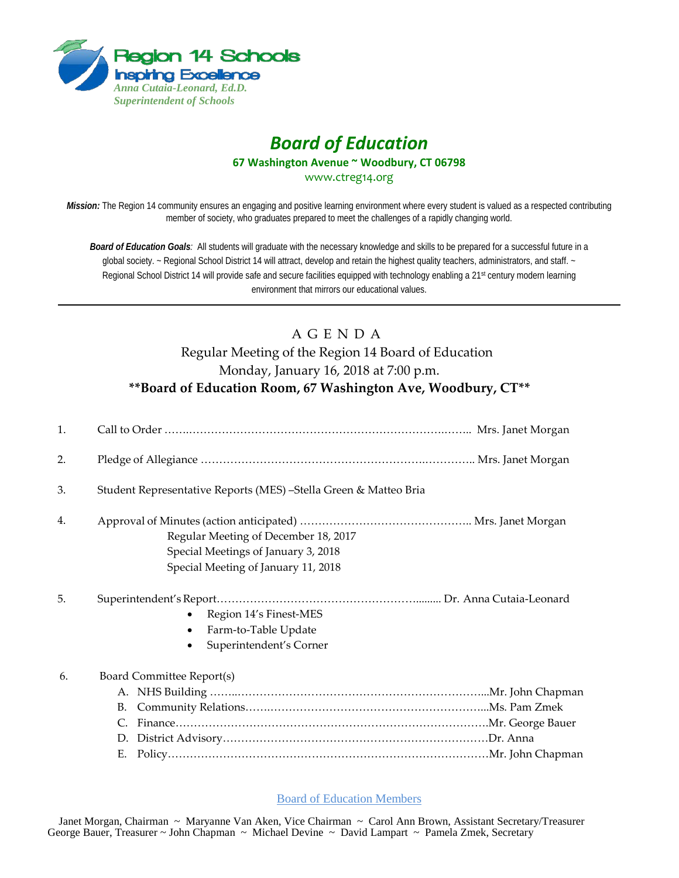Region 14 Schools
Inspiring Excellence
*Anna Cutaia-Leonard, Ed.D.*
*Superintendent of Schools*

# *Board of Education*

**67 Washington Avenue ~ Woodbury, CT 06798**

www.ctreg14.org

***Mission:*** The Region 14 community ensures an engaging and positive learning environment where every student is valued as a respected contributing member of society, who graduates prepared to meet the challenges of a rapidly changing world.

***Board of Education Goals****:* All students will graduate with the necessary knowledge and skills to be prepared for a successful future in a global society. ~ Regional School District 14 will attract, develop and retain the highest quality teachers, administrators, and staff. ~ Regional School District 14 will provide safe and secure facilities equipped with technology enabling a 21st century modern learning environment that mirrors our educational values.

---

## A G E N D A

Regular Meeting of the Region 14 Board of Education
Monday, January 16, 2018 at 7:00 p.m.
**\*\*Board of Education Room, 67 Washington Ave, Woodbury, CT\*\***

1. Call to Order ……………………………………………………………………….. Mrs. Janet Morgan

2. Pledge of Allegiance ………………………………………………………………….. Mrs. Janet Morgan

3. Student Representative Reports (MES) –Stella Green & Matteo Bria

4. Approval of Minutes (action anticipated) ……………………………………….. Mrs. Janet Morgan
   Regular Meeting of December 18, 2017
   Special Meetings of January 3, 2018
   Special Meeting of January 11, 2018

5. Superintendent's Report………………………………………………......... Dr. Anna Cutaia-Leonard
   - Region 14's Finest-MES
   - Farm-to-Table Update
   - Superintendent's Corner

6. Board Committee Report(s)
   A. NHS Building ……………………………………………………………...Mr. John Chapman
   B. Community Relations………………………………………………………...Ms. Pam Zmek
   C. Finance………………………………………………………………………Mr. George Bauer
   D. District Advisory……………………………………………………………Dr. Anna
   E. Policy…………………………………………………………………………Mr. John Chapman

Board of Education Members

Janet Morgan, Chairman ~ Maryanne Van Aken, Vice Chairman ~ Carol Ann Brown, Assistant Secretary/Treasurer
George Bauer, Treasurer ~ John Chapman ~ Michael Devine ~ David Lampart ~ Pamela Zmek, Secretary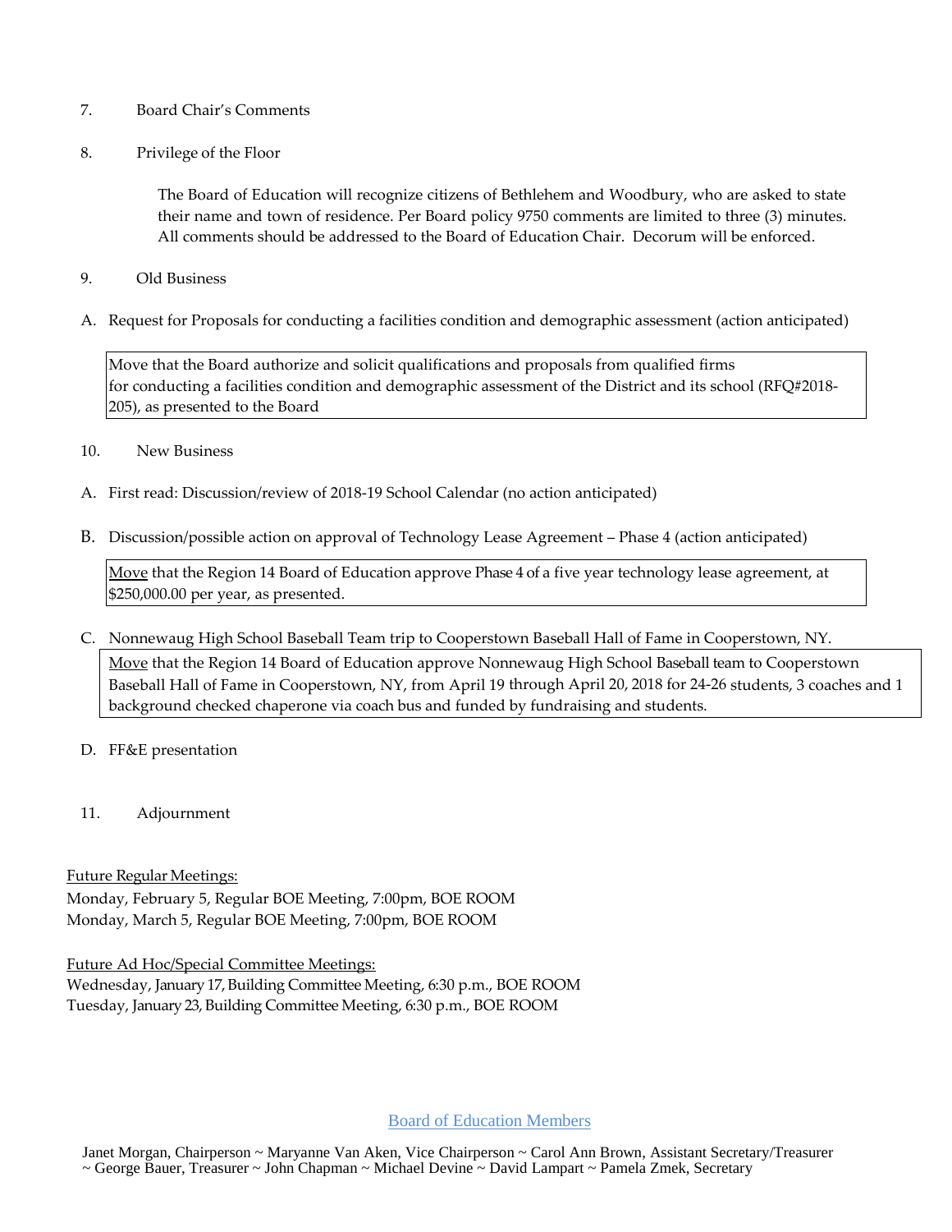7. Board Chair's Comments

8. Privilege of the Floor

   The Board of Education will recognize citizens of Bethlehem and Woodbury, who are asked to state their name and town of residence. Per Board policy 9750 comments are limited to three (3) minutes. All comments should be addressed to the Board of Education Chair. Decorum will be enforced.

9. Old Business

A. Request for Proposals for conducting a facilities condition and demographic assessment (action anticipated)

> Move that the Board authorize and solicit qualifications and proposals from qualified firms for conducting a facilities condition and demographic assessment of the District and its school (RFQ#2018-205), as presented to the Board

10. New Business

A. First read: Discussion/review of 2018-19 School Calendar (no action anticipated)

B. Discussion/possible action on approval of Technology Lease Agreement – Phase 4 (action anticipated)

> <u>Move</u> that the Region 14 Board of Education approve Phase 4 of a five year technology lease agreement, at $250,000.00 per year, as presented.

C. Nonnewaug High School Baseball Team trip to Cooperstown Baseball Hall of Fame in Cooperstown, NY.

> <u>Move</u> that the Region 14 Board of Education approve Nonnewaug High School Baseball team to Cooperstown Baseball Hall of Fame in Cooperstown, NY, from April 19 through April 20, 2018 for 24-26 students, 3 coaches and 1 background checked chaperone via coach bus and funded by fundraising and students.

D. FF&E presentation

11. Adjournment

<u>Future Regular Meetings:</u>
Monday, February 5, Regular BOE Meeting, 7:00pm, BOE ROOM
Monday, March 5, Regular BOE Meeting, 7:00pm, BOE ROOM

<u>Future Ad Hoc/Special Committee Meetings:</u>
Wednesday, January 17, Building Committee Meeting, 6:30 p.m., BOE ROOM
Tuesday, January 23, Building Committee Meeting, 6:30 p.m., BOE ROOM

Board of Education Members

Janet Morgan, Chairperson ~ Maryanne Van Aken, Vice Chairperson ~ Carol Ann Brown, Assistant Secretary/Treasurer ~ George Bauer, Treasurer ~ John Chapman ~ Michael Devine ~ David Lampart ~ Pamela Zmek, Secretary